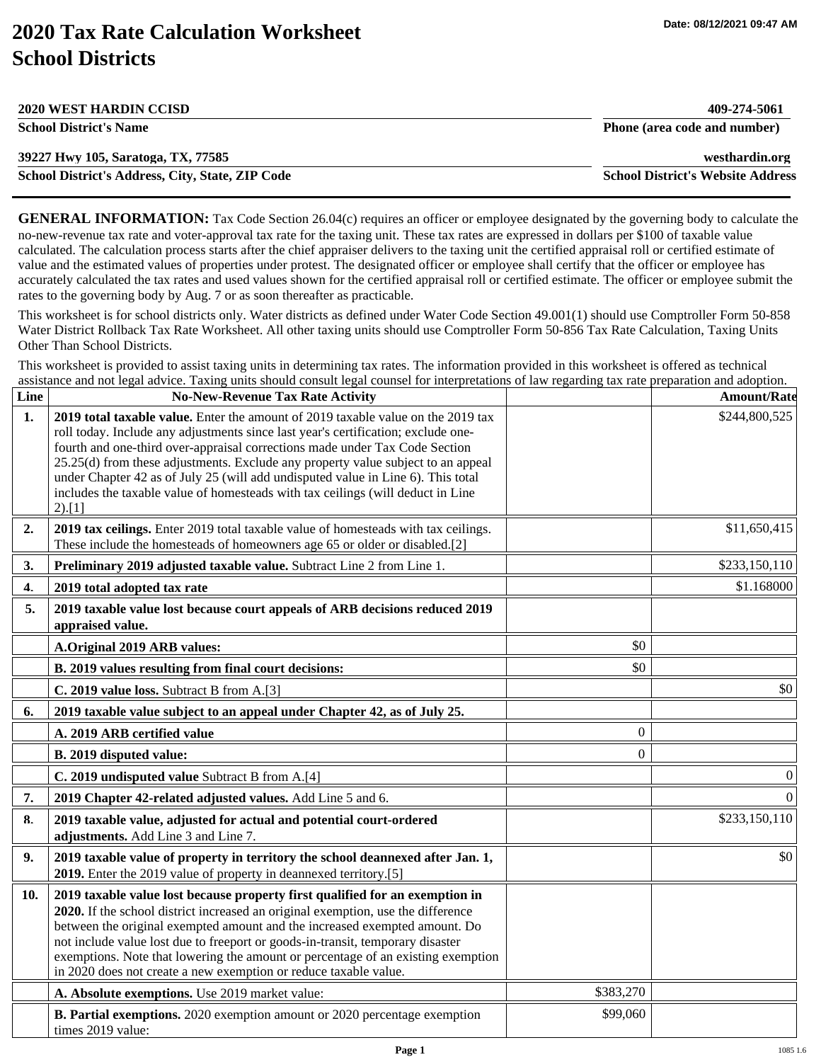# 2020 Tax Rate Calculation Worksheet School Districts

Date: 08/12/2021 09:47 AM

| | |
|---|---|
| **2020 WEST HARDIN CCISD** | **409-274-5061** |
| **School District's Name** | **Phone (area code and number)** |
| **39227 Hwy 105, Saratoga, TX, 77585** | **westhardin.org** |
| **School District's Address, City, State, ZIP Code** | **School District's Website Address** |

**GENERAL INFORMATION:** Tax Code Section 26.04(c) requires an officer or employee designated by the governing body to calculate the no-new-revenue tax rate and voter-approval tax rate for the taxing unit. These tax rates are expressed in dollars per $100 of taxable value calculated. The calculation process starts after the chief appraiser delivers to the taxing unit the certified appraisal roll or certified estimate of value and the estimated values of properties under protest. The designated officer or employee shall certify that the officer or employee has accurately calculated the tax rates and used values shown for the certified appraisal roll or certified estimate. The officer or employee submit the rates to the governing body by Aug. 7 or as soon thereafter as practicable.

This worksheet is for school districts only. Water districts as defined under Water Code Section 49.001(1) should use Comptroller Form 50-858 Water District Rollback Tax Rate Worksheet. All other taxing units should use Comptroller Form 50-856 Tax Rate Calculation, Taxing Units Other Than School Districts.

This worksheet is provided to assist taxing units in determining tax rates. The information provided in this worksheet is offered as technical assistance and not legal advice. Taxing units should consult legal counsel for interpretations of law regarding tax rate preparation and adoption.

| Line | No-New-Revenue Tax Rate Activity | | Amount/Rate |
|---|---|---|---|
| 1. | **2019 total taxable value.** Enter the amount of 2019 taxable value on the 2019 tax roll today. Include any adjustments since last year's certification; exclude one-fourth and one-third over-appraisal corrections made under Tax Code Section 25.25(d) from these adjustments. Exclude any property value subject to an appeal under Chapter 42 as of July 25 (will add undisputed value in Line 6). This total includes the taxable value of homesteads with tax ceilings (will deduct in Line 2).[1] | | $244,800,525 |
| 2. | **2019 tax ceilings.** Enter 2019 total taxable value of homesteads with tax ceilings. These include the homesteads of homeowners age 65 or older or disabled.[2] | | $11,650,415 |
| 3. | **Preliminary 2019 adjusted taxable value.** Subtract Line 2 from Line 1. | | $233,150,110 |
| 4. | **2019 total adopted tax rate** | | $1.168000 |
| 5. | **2019 taxable value lost because court appeals of ARB decisions reduced 2019 appraised value.** | | |
| | **A.Original 2019 ARB values:** | $0 | |
| | **B. 2019 values resulting from final court decisions:** | $0 | |
| | **C. 2019 value loss.** Subtract B from A.[3] | | $0 |
| 6. | **2019 taxable value subject to an appeal under Chapter 42, as of July 25.** | | |
| | **A. 2019 ARB certified value** | 0 | |
| | **B. 2019 disputed value:** | 0 | |
| | **C. 2019 undisputed value** Subtract B from A.[4] | | 0 |
| 7. | **2019 Chapter 42-related adjusted values.** Add Line 5 and 6. | | 0 |
| 8. | **2019 taxable value, adjusted for actual and potential court-ordered adjustments.** Add Line 3 and Line 7. | | $233,150,110 |
| 9. | **2019 taxable value of property in territory the school deannexed after Jan. 1, 2019.** Enter the 2019 value of property in deannexed territory.[5] | | $0 |
| 10. | **2019 taxable value lost because property first qualified for an exemption in 2020.** If the school district increased an original exemption, use the difference between the original exempted amount and the increased exempted amount. Do not include value lost due to freeport or goods-in-transit, temporary disaster exemptions. Note that lowering the amount or percentage of an existing exemption in 2020 does not create a new exemption or reduce taxable value. | | |
| | **A. Absolute exemptions.** Use 2019 market value: | $383,270 | |
| | **B. Partial exemptions.** 2020 exemption amount or 2020 percentage exemption times 2019 value: | $99,060 | |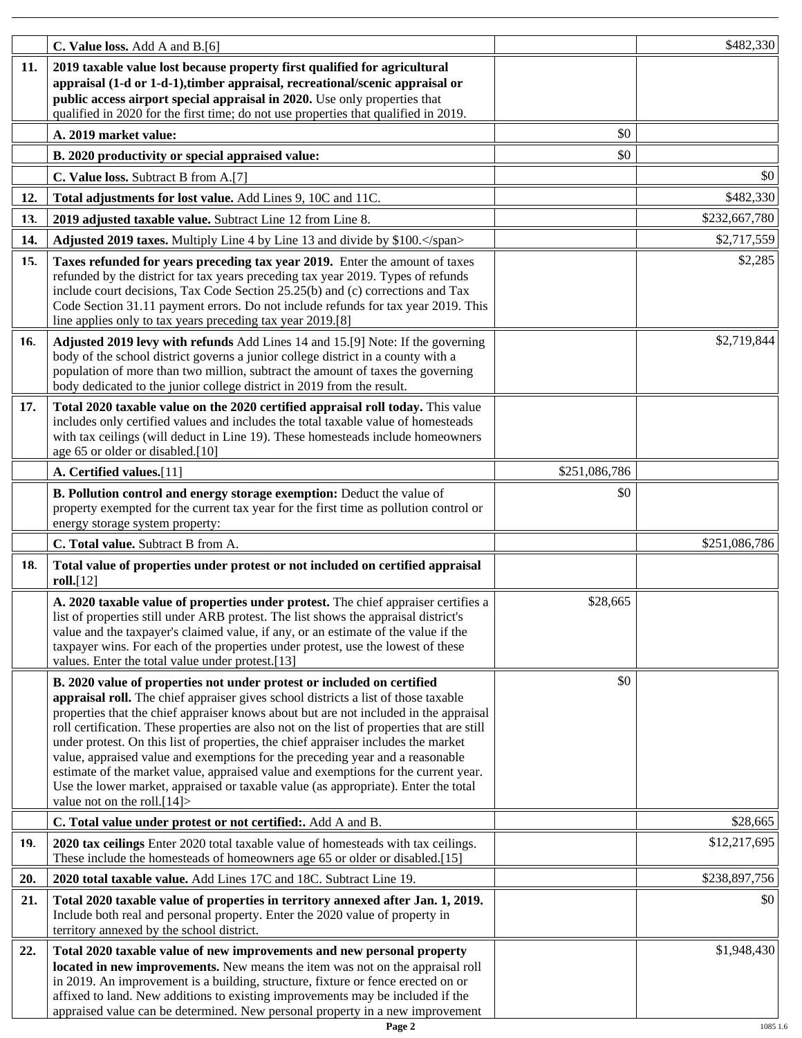| | | | |
|---|---|---|---|
| | **C. Value loss.** Add A and B.[6] | | $482,330 |
| **11.** | **2019 taxable value lost because property first qualified for agricultural appraisal (1-d or 1-d-1),timber appraisal, recreational/scenic appraisal or public access airport special appraisal in 2020.** Use only properties that qualified in 2020 for the first time; do not use properties that qualified in 2019. | | |
| | **A. 2019 market value:** | $0 | |
| | **B. 2020 productivity or special appraised value:** | $0 | |
| | **C. Value loss.** Subtract B from A.[7] | | $0 |
| **12.** | **Total adjustments for lost value.** Add Lines 9, 10C and 11C. | | $482,330 |
| **13.** | **2019 adjusted taxable value.** Subtract Line 12 from Line 8. | | $232,667,780 |
| **14.** | **Adjusted 2019 taxes.** Multiply Line 4 by Line 13 and divide by $100.</span> | | $2,717,559 |
| **15.** | **Taxes refunded for years preceding tax year 2019.** Enter the amount of taxes refunded by the district for tax years preceding tax year 2019. Types of refunds include court decisions, Tax Code Section 25.25(b) and (c) corrections and Tax Code Section 31.11 payment errors. Do not include refunds for tax year 2019. This line applies only to tax years preceding tax year 2019.[8] | | $2,285 |
| **16.** | **Adjusted 2019 levy with refunds** Add Lines 14 and 15.[9] Note: If the governing body of the school district governs a junior college district in a county with a population of more than two million, subtract the amount of taxes the governing body dedicated to the junior college district in 2019 from the result. | | $2,719,844 |
| **17.** | **Total 2020 taxable value on the 2020 certified appraisal roll today.** This value includes only certified values and includes the total taxable value of homesteads with tax ceilings (will deduct in Line 19). These homesteads include homeowners age 65 or older or disabled.[10] | | |
| | **A. Certified values.**[11] | $251,086,786 | |
| | **B. Pollution control and energy storage exemption:** Deduct the value of property exempted for the current tax year for the first time as pollution control or energy storage system property: | $0 | |
| | **C. Total value.** Subtract B from A. | | $251,086,786 |
| **18.** | **Total value of properties under protest or not included on certified appraisal roll.**[12] | | |
| | **A. 2020 taxable value of properties under protest.** The chief appraiser certifies a list of properties still under ARB protest. The list shows the appraisal district's value and the taxpayer's claimed value, if any, or an estimate of the value if the taxpayer wins. For each of the properties under protest, use the lowest of these values. Enter the total value under protest.[13] | $28,665 | |
| | **B. 2020 value of properties not under protest or included on certified appraisal roll.** The chief appraiser gives school districts a list of those taxable properties that the chief appraiser knows about but are not included in the appraisal roll certification. These properties are also not on the list of properties that are still under protest. On this list of properties, the chief appraiser includes the market value, appraised value and exemptions for the preceding year and a reasonable estimate of the market value, appraised value and exemptions for the current year. Use the lower market, appraised or taxable value (as appropriate). Enter the total value not on the roll.[14]> | $0 | |
| | **C. Total value under protest or not certified:.** Add A and B. | | $28,665 |
| **19.** | **2020 tax ceilings** Enter 2020 total taxable value of homesteads with tax ceilings. These include the homesteads of homeowners age 65 or older or disabled.[15] | | $12,217,695 |
| **20.** | **2020 total taxable value.** Add Lines 17C and 18C. Subtract Line 19. | | $238,897,756 |
| **21.** | **Total 2020 taxable value of properties in territory annexed after Jan. 1, 2019.** Include both real and personal property. Enter the 2020 value of property in territory annexed by the school district. | | $0 |
| **22.** | **Total 2020 taxable value of new improvements and new personal property located in new improvements.** New means the item was not on the appraisal roll in 2019. An improvement is a building, structure, fixture or fence erected on or affixed to land. New additions to existing improvements may be included if the appraised value can be determined. New personal property in a new improvement | | $1,948,430 |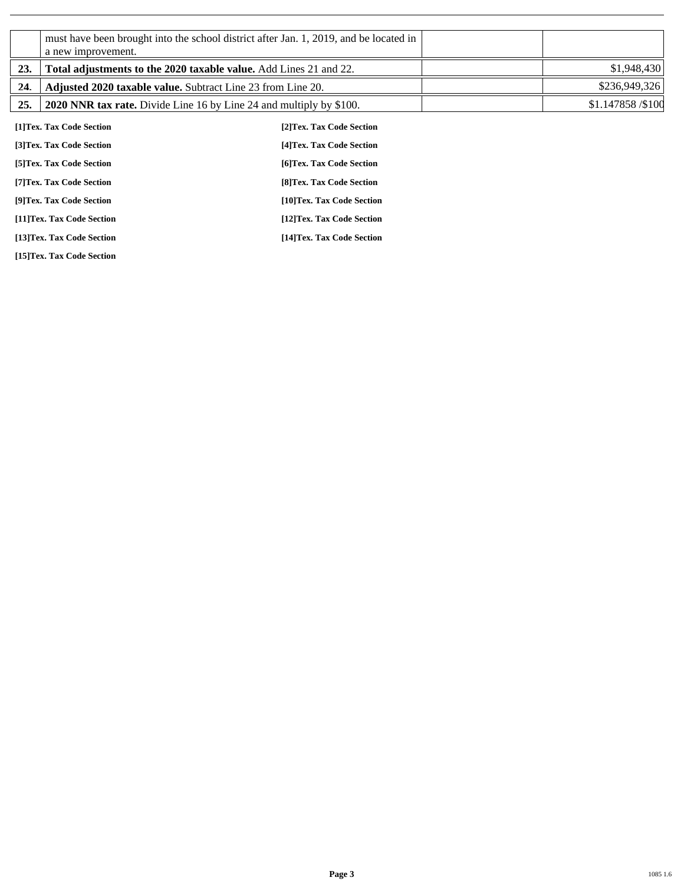| | | | |
|---|---|---|---|
| | must have been brought into the school district after Jan. 1, 2019, and be located in a new improvement. | | |
| 23. | **Total adjustments to the 2020 taxable value.** Add Lines 21 and 22. | | $1,948,430 |
| 24. | **Adjusted 2020 taxable value.** Subtract Line 23 from Line 20. | | $236,949,326 |
| 25. | **2020 NNR tax rate.** Divide Line 16 by Line 24 and multiply by $100. | | $1.147858 /$100 |

**[1]Tex. Tax Code Section**

**[2]Tex. Tax Code Section**

**[3]Tex. Tax Code Section**

**[4]Tex. Tax Code Section**

**[5]Tex. Tax Code Section**

**[6]Tex. Tax Code Section**

**[7]Tex. Tax Code Section**

**[8]Tex. Tax Code Section**

**[9]Tex. Tax Code Section**

**[10]Tex. Tax Code Section**

**[11]Tex. Tax Code Section**

**[12]Tex. Tax Code Section**

**[13]Tex. Tax Code Section**

**[14]Tex. Tax Code Section**

**[15]Tex. Tax Code Section**

1085 1.6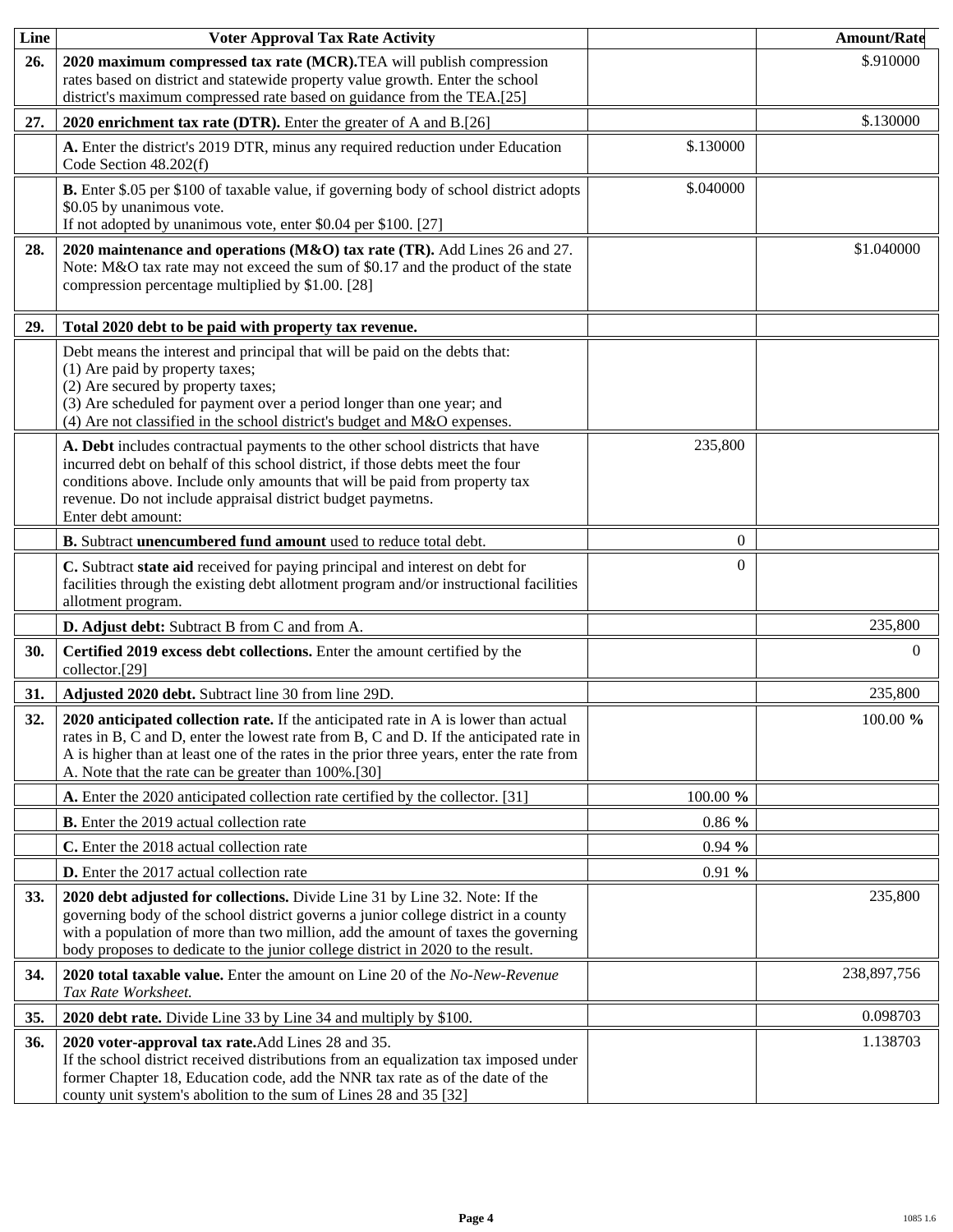| Line | Voter Approval Tax Rate Activity | | Amount/Rate |
|---|---|---|---|
| 26. | **2020 maximum compressed tax rate (MCR).** TEA will publish compression rates based on district and statewide property value growth. Enter the school district's maximum compressed rate based on guidance from the TEA.[25] | | $.910000 |
| 27. | **2020 enrichment tax rate (DTR).** Enter the greater of A and B.[26] | | $.130000 |
| | **A.** Enter the district's 2019 DTR, minus any required reduction under Education Code Section 48.202(f) | $.130000 | |
| | **B.** Enter $.05 per $100 of taxable value, if governing body of school district adopts $0.05 by unanimous vote.<br>If not adopted by unanimous vote, enter $0.04 per $100. [27] | $.040000 | |
| 28. | **2020 maintenance and operations (M&O) tax rate (TR).** Add Lines 26 and 27. Note: M&O tax rate may not exceed the sum of $0.17 and the product of the state compression percentage multiplied by $1.00. [28] | | $1.040000 |
| 29. | **Total 2020 debt to be paid with property tax revenue.** | | |
| | Debt means the interest and principal that will be paid on the debts that:<br>(1) Are paid by property taxes;<br>(2) Are secured by property taxes;<br>(3) Are scheduled for payment over a period longer than one year; and<br>(4) Are not classified in the school district's budget and M&O expenses. | | |
| | **A. Debt** includes contractual payments to the other school districts that have incurred debt on behalf of this school district, if those debts meet the four conditions above. Include only amounts that will be paid from property tax revenue. Do not include appraisal district budget paymetns.<br>Enter debt amount: | 235,800 | |
| | **B.** Subtract **unencumbered fund amount** used to reduce total debt. | 0 | |
| | **C.** Subtract **state aid** received for paying principal and interest on debt for facilities through the existing debt allotment program and/or instructional facilities allotment program. | 0 | |
| | **D. Adjust debt:** Subtract B from C and from A. | | 235,800 |
| 30. | **Certified 2019 excess debt collections.** Enter the amount certified by the collector.[29] | | 0 |
| 31. | **Adjusted 2020 debt.** Subtract line 30 from line 29D. | | 235,800 |
| 32. | **2020 anticipated collection rate.** If the anticipated rate in A is lower than actual rates in B, C and D, enter the lowest rate from B, C and D. If the anticipated rate in A is higher than at least one of the rates in the prior three years, enter the rate from A. Note that the rate can be greater than 100%.[30] | | 100.00 **%** |
| | **A.** Enter the 2020 anticipated collection rate certified by the collector. [31] | 100.00 **%** | |
| | **B.** Enter the 2019 actual collection rate | 0.86 **%** | |
| | **C.** Enter the 2018 actual collection rate | 0.94 **%** | |
| | **D.** Enter the 2017 actual collection rate | 0.91 **%** | |
| 33. | **2020 debt adjusted for collections.** Divide Line 31 by Line 32. Note: If the governing body of the school district governs a junior college district in a county with a population of more than two million, add the amount of taxes the governing body proposes to dedicate to the junior college district in 2020 to the result. | | 235,800 |
| 34. | **2020 total taxable value.** Enter the amount on Line 20 of the *No-New-Revenue Tax Rate Worksheet.* | | 238,897,756 |
| 35. | **2020 debt rate.** Divide Line 33 by Line 34 and multiply by $100. | | 0.098703 |
| 36. | **2020 voter-approval tax rate.** Add Lines 28 and 35.<br>If the school district received distributions from an equalization tax imposed under former Chapter 18, Education code, add the NNR tax rate as of the date of the county unit system's abolition to the sum of Lines 28 and 35 [32] | | 1.138703 |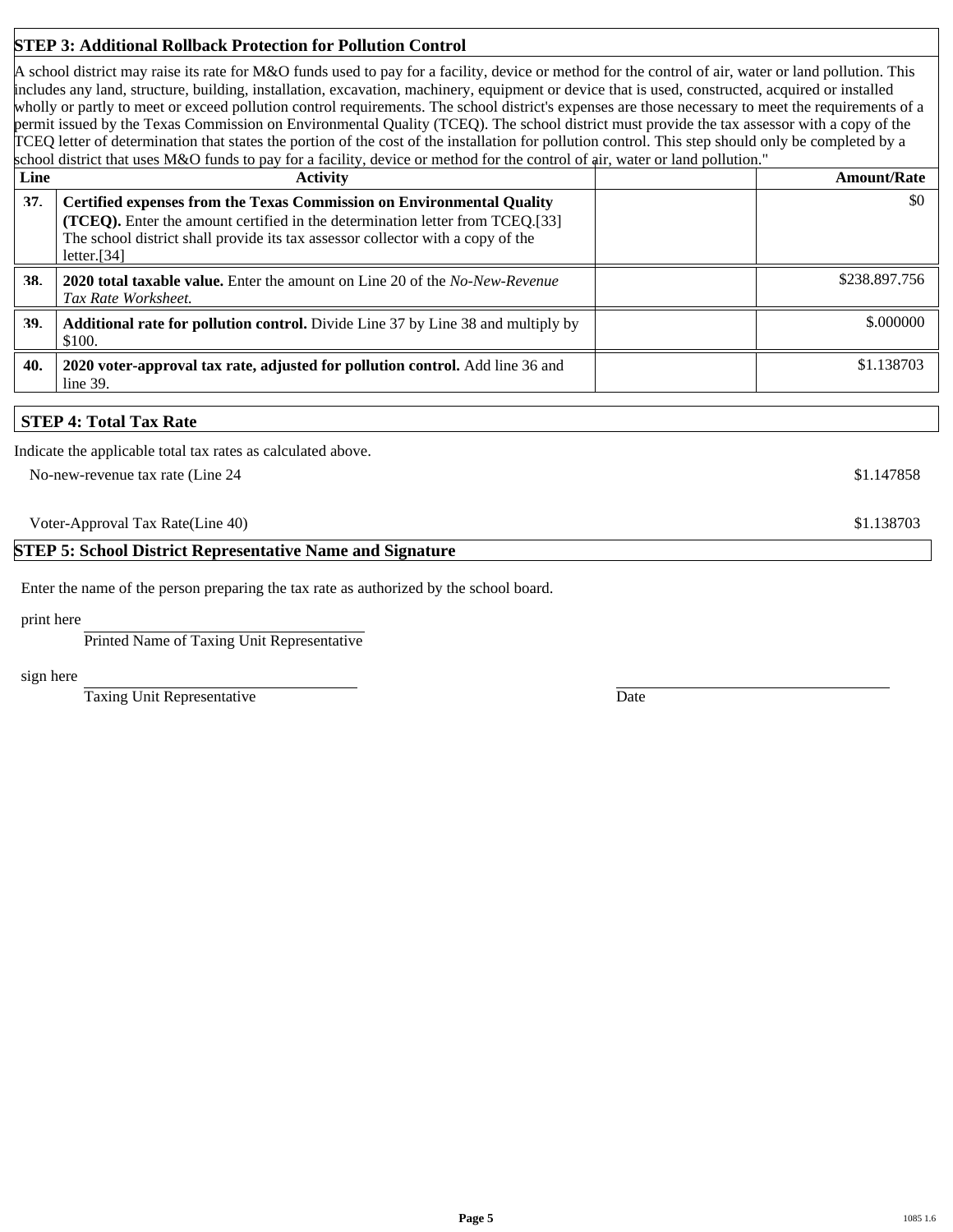## STEP 3: Additional Rollback Protection for Pollution Control

A school district may raise its rate for M&O funds used to pay for a facility, device or method for the control of air, water or land pollution. This includes any land, structure, building, installation, excavation, machinery, equipment or device that is used, constructed, acquired or installed wholly or partly to meet or exceed pollution control requirements. The school district's expenses are those necessary to meet the requirements of a permit issued by the Texas Commission on Environmental Quality (TCEQ). The school district must provide the tax assessor with a copy of the TCEQ letter of determination that states the portion of the cost of the installation for pollution control. This step should only be completed by a school district that uses M&O funds to pay for a facility, device or method for the control of air, water or land pollution."

| Line | Activity | | Amount/Rate |
|---|---|---|---|
| 37. | **Certified expenses from the Texas Commission on Environmental Quality (TCEQ).** Enter the amount certified in the determination letter from TCEQ.[33] The school district shall provide its tax assessor collector with a copy of the letter.[34] | | $0 |
| 38. | **2020 total taxable value.** Enter the amount on Line 20 of the *No-New-Revenue Tax Rate Worksheet.* | | $238,897,756 |
| 39. | **Additional rate for pollution control.** Divide Line 37 by Line 38 and multiply by $100. | | $.000000 |
| 40. | **2020 voter-approval tax rate, adjusted for pollution control.** Add line 36 and line 39. | | $1.138703 |

## STEP 4: Total Tax Rate

Indicate the applicable total tax rates as calculated above.

No-new-revenue tax rate (Line 24 $1.147858

Voter-Approval Tax Rate(Line 40) $1.138703

## STEP 5: School District Representative Name and Signature

Enter the name of the person preparing the tax rate as authorized by the school board.

print here ______________________________
Printed Name of Taxing Unit Representative

sign here ______________________________ ______________________________
Taxing Unit Representative Date